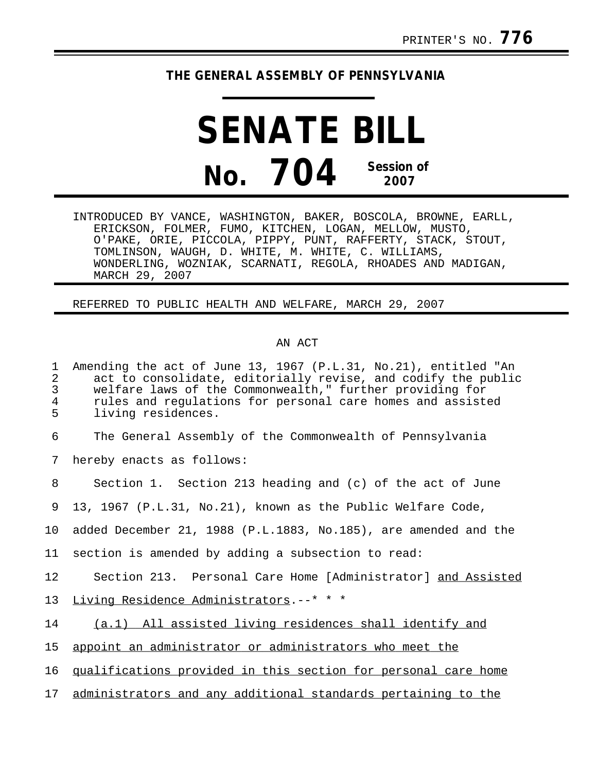PRINTER'S NO. **776**

**THE GENERAL ASSEMBLY OF PENNSYLVANIA**

# SENATE BILL

# No. 704

**Session of 2007**

INTRODUCED BY VANCE, WASHINGTON, BAKER, BOSCOLA, BROWNE, EARLL, ERICKSON, FOLMER, FUMO, KITCHEN, LOGAN, MELLOW, MUSTO, O'PAKE, ORIE, PICCOLA, PIPPY, PUNT, RAFFERTY, STACK, STOUT, TOMLINSON, WAUGH, D. WHITE, M. WHITE, C. WILLIAMS, WONDERLING, WOZNIAK, SCARNATI, REGOLA, RHOADES AND MADIGAN, MARCH 29, 2007

REFERRED TO PUBLIC HEALTH AND WELFARE, MARCH 29, 2007

AN ACT

1 Amending the act of June 13, 1967 (P.L.31, No.21), entitled "An
2 act to consolidate, editorially revise, and codify the public
3 welfare laws of the Commonwealth," further providing for
4 rules and regulations for personal care homes and assisted
5 living residences.

6 The General Assembly of the Commonwealth of Pennsylvania
7 hereby enacts as follows:

8 Section 1. Section 213 heading and (c) of the act of June
9 13, 1967 (P.L.31, No.21), known as the Public Welfare Code,
10 added December 21, 1988 (P.L.1883, No.185), are amended and the
11 section is amended by adding a subsection to read:

12 Section 213. Personal Care Home [Administrator] <u>and Assisted</u>
13 <u>Living Residence Administrators</u>.--* * *

14 <u>(a.1) All assisted living residences shall identify and</u>
15 <u>appoint an administrator or administrators who meet the</u>
16 <u>qualifications provided in this section for personal care home</u>
17 <u>administrators and any additional standards pertaining to the</u>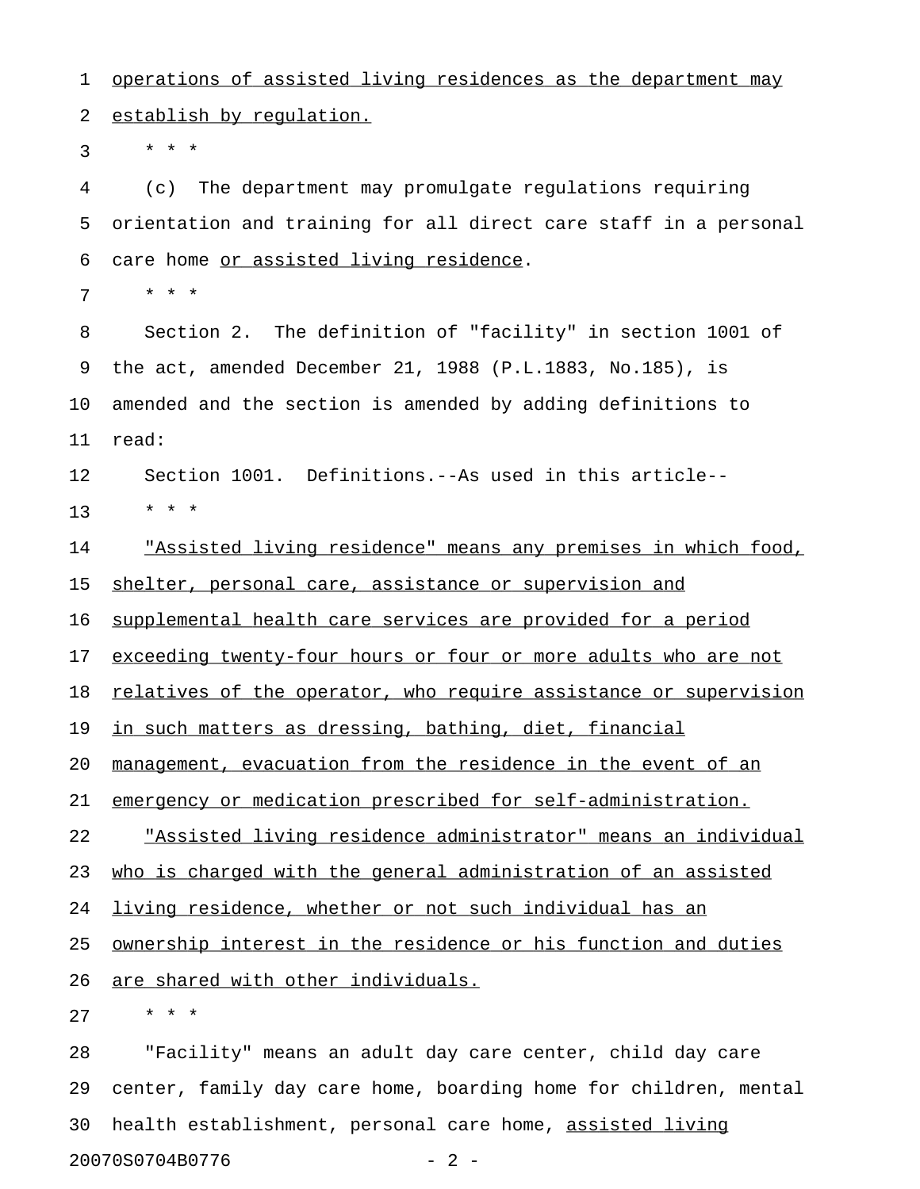operations of assisted living residences as the department may establish by regulation.

\* \* \*

(c) The department may promulgate regulations requiring orientation and training for all direct care staff in a personal care home or assisted living residence.

\* \* \*

Section 2. The definition of "facility" in section 1001 of the act, amended December 21, 1988 (P.L.1883, No.185), is amended and the section is amended by adding definitions to read:

Section 1001. Definitions.--As used in this article--

\* \* \*

"Assisted living residence" means any premises in which food, shelter, personal care, assistance or supervision and supplemental health care services are provided for a period exceeding twenty-four hours or four or more adults who are not relatives of the operator, who require assistance or supervision in such matters as dressing, bathing, diet, financial management, evacuation from the residence in the event of an emergency or medication prescribed for self-administration.

"Assisted living residence administrator" means an individual who is charged with the general administration of an assisted living residence, whether or not such individual has an ownership interest in the residence or his function and duties are shared with other individuals.

\* \* \*

"Facility" means an adult day care center, child day care center, family day care home, boarding home for children, mental health establishment, personal care home, assisted living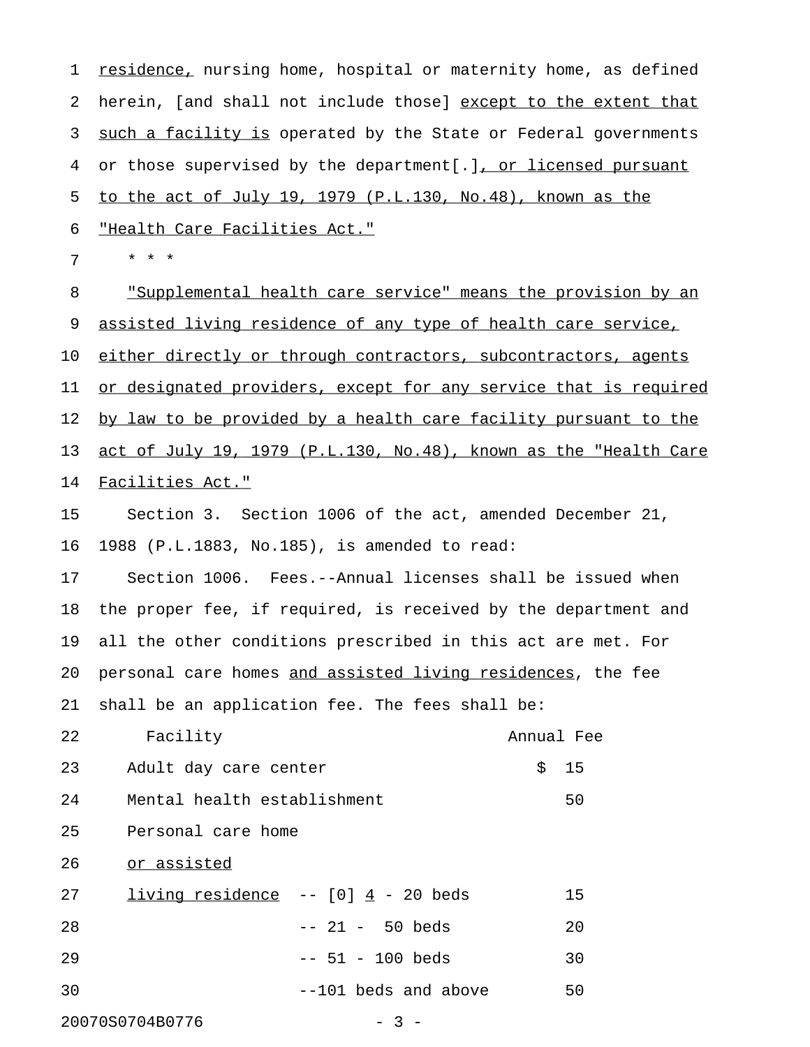residence, nursing home, hospital or maternity home, as defined herein, [and shall not include those] except to the extent that such a facility is operated by the State or Federal governments or those supervised by the department[.], or licensed pursuant to the act of July 19, 1979 (P.L.130, No.48), known as the "Health Care Facilities Act."

\* \* \*

"Supplemental health care service" means the provision by an assisted living residence of any type of health care service, either directly or through contractors, subcontractors, agents or designated providers, except for any service that is required by law to be provided by a health care facility pursuant to the act of July 19, 1979 (P.L.130, No.48), known as the "Health Care Facilities Act."

Section 3. Section 1006 of the act, amended December 21, 1988 (P.L.1883, No.185), is amended to read:

Section 1006. Fees.--Annual licenses shall be issued when the proper fee, if required, is received by the department and all the other conditions prescribed in this act are met. For personal care homes and assisted living residences, the fee shall be an application fee. The fees shall be:

| Facility | | Annual Fee |
|---|---|---|
| Adult day care center | | $ 15 |
| Mental health establishment | | 50 |
| Personal care home or assisted living residence | -- [0] 4 - 20 beds | 15 |
| | -- 21 - 50 beds | 20 |
| | -- 51 - 100 beds | 30 |
| | --101 beds and above | 50 |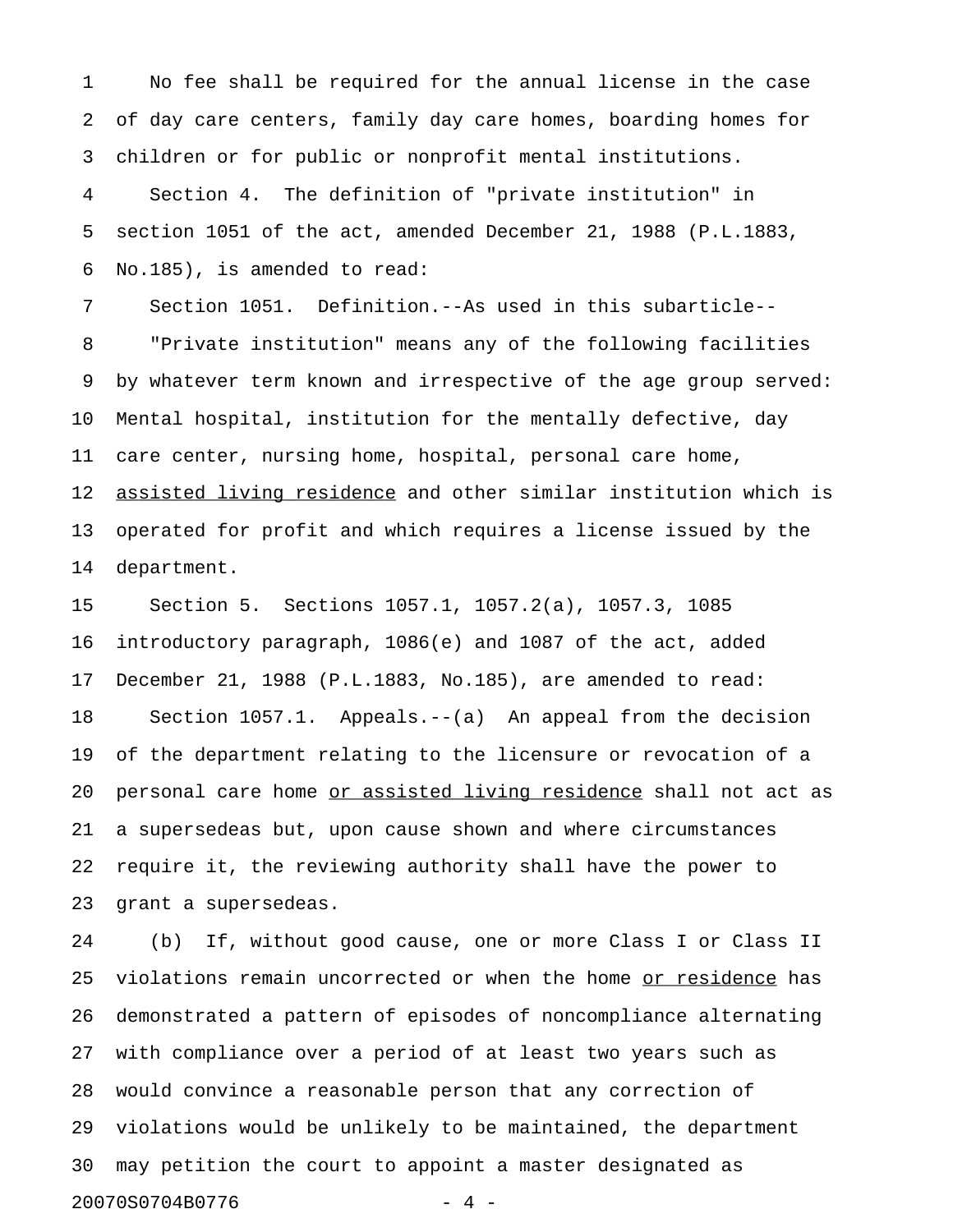No fee shall be required for the annual license in the case of day care centers, family day care homes, boarding homes for children or for public or nonprofit mental institutions.

Section 4. The definition of "private institution" in section 1051 of the act, amended December 21, 1988 (P.L.1883, No.185), is amended to read:

Section 1051. Definition.--As used in this subarticle--

"Private institution" means any of the following facilities by whatever term known and irrespective of the age group served: Mental hospital, institution for the mentally defective, day care center, nursing home, hospital, personal care home, <u>assisted living residence</u> and other similar institution which is operated for profit and which requires a license issued by the department.

Section 5. Sections 1057.1, 1057.2(a), 1057.3, 1085 introductory paragraph, 1086(e) and 1087 of the act, added December 21, 1988 (P.L.1883, No.185), are amended to read:

Section 1057.1. Appeals.--(a) An appeal from the decision of the department relating to the licensure or revocation of a personal care home <u>or assisted living residence</u> shall not act as a supersedeas but, upon cause shown and where circumstances require it, the reviewing authority shall have the power to grant a supersedeas.

(b) If, without good cause, one or more Class I or Class II violations remain uncorrected or when the home <u>or residence</u> has demonstrated a pattern of episodes of noncompliance alternating with compliance over a period of at least two years such as would convince a reasonable person that any correction of violations would be unlikely to be maintained, the department may petition the court to appoint a master designated as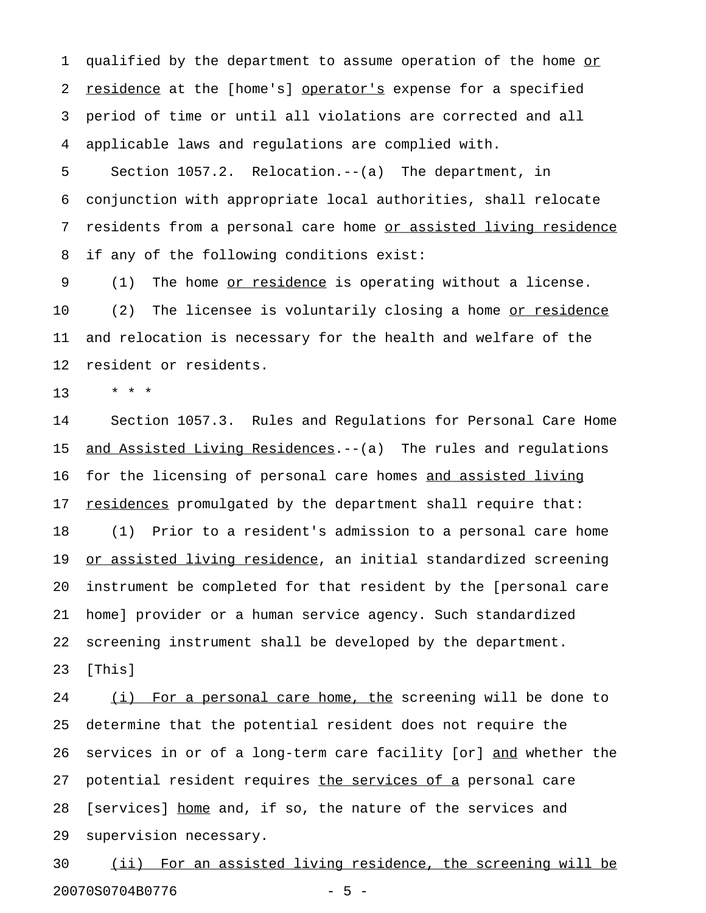qualified by the department to assume operation of the home <u>or residence</u> at the [home's] <u>operator's</u> expense for a specified period of time or until all violations are corrected and all applicable laws and regulations are complied with.

Section 1057.2. Relocation.--(a) The department, in conjunction with appropriate local authorities, shall relocate residents from a personal care home <u>or assisted living residence</u> if any of the following conditions exist:

(1) The home <u>or residence</u> is operating without a license.

(2) The licensee is voluntarily closing a home <u>or residence</u> and relocation is necessary for the health and welfare of the resident or residents.

\* \* \*

Section 1057.3. Rules and Regulations for Personal Care Home <u>and Assisted Living Residences</u>.--(a) The rules and regulations for the licensing of personal care homes <u>and assisted living residences</u> promulgated by the department shall require that:

(1) Prior to a resident's admission to a personal care home <u>or assisted living residence</u>, an initial standardized screening instrument be completed for that resident by the [personal care home] provider or a human service agency. Such standardized screening instrument shall be developed by the department. [This]

<u>(i) For a personal care home, the</u> screening will be done to determine that the potential resident does not require the services in or of a long-term care facility [or] <u>and</u> whether the potential resident requires <u>the services of a</u> personal care [services] <u>home</u> and, if so, the nature of the services and supervision necessary.

<u>(ii) For an assisted living residence, the screening will be</u>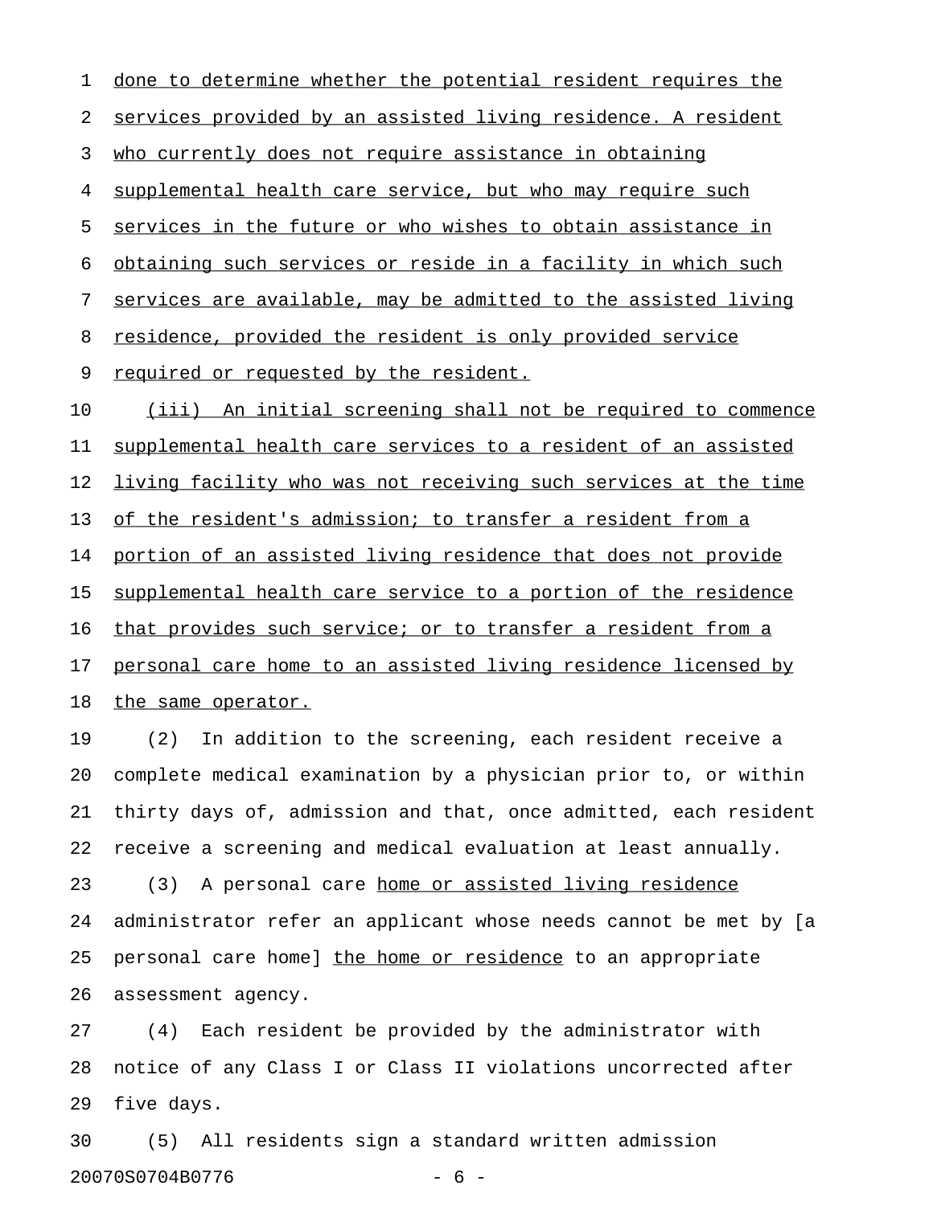done to determine whether the potential resident requires the services provided by an assisted living residence. A resident who currently does not require assistance in obtaining supplemental health care service, but who may require such services in the future or who wishes to obtain assistance in obtaining such services or reside in a facility in which such services are available, may be admitted to the assisted living residence, provided the resident is only provided service required or requested by the resident.

(iii) An initial screening shall not be required to commence supplemental health care services to a resident of an assisted living facility who was not receiving such services at the time of the resident's admission; to transfer a resident from a portion of an assisted living residence that does not provide supplemental health care service to a portion of the residence that provides such service; or to transfer a resident from a personal care home to an assisted living residence licensed by the same operator.

(2) In addition to the screening, each resident receive a complete medical examination by a physician prior to, or within thirty days of, admission and that, once admitted, each resident receive a screening and medical evaluation at least annually.

(3) A personal care home or assisted living residence administrator refer an applicant whose needs cannot be met by [a personal care home] the home or residence to an appropriate assessment agency.

(4) Each resident be provided by the administrator with notice of any Class I or Class II violations uncorrected after five days.

(5) All residents sign a standard written admission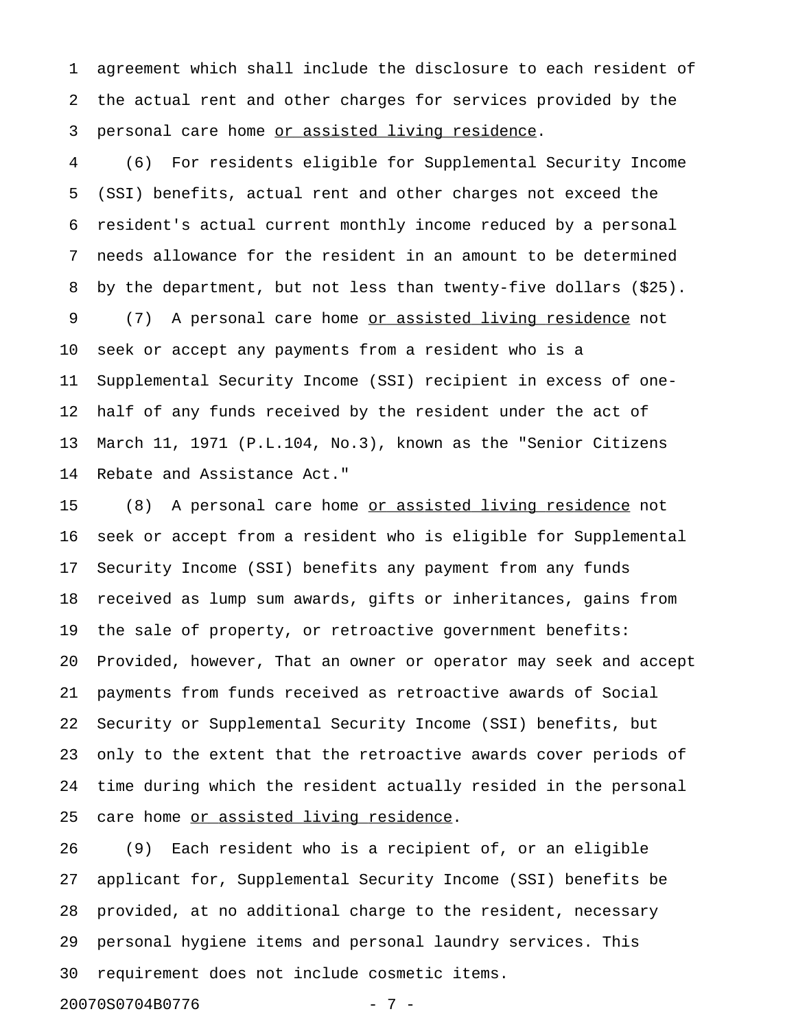agreement which shall include the disclosure to each resident of the actual rent and other charges for services provided by the personal care home <u>or assisted living residence</u>.

(6) For residents eligible for Supplemental Security Income (SSI) benefits, actual rent and other charges not exceed the resident's actual current monthly income reduced by a personal needs allowance for the resident in an amount to be determined by the department, but not less than twenty-five dollars ($25).

(7) A personal care home <u>or assisted living residence</u> not seek or accept any payments from a resident who is a Supplemental Security Income (SSI) recipient in excess of one-half of any funds received by the resident under the act of March 11, 1971 (P.L.104, No.3), known as the "Senior Citizens Rebate and Assistance Act."

(8) A personal care home <u>or assisted living residence</u> not seek or accept from a resident who is eligible for Supplemental Security Income (SSI) benefits any payment from any funds received as lump sum awards, gifts or inheritances, gains from the sale of property, or retroactive government benefits: Provided, however, That an owner or operator may seek and accept payments from funds received as retroactive awards of Social Security or Supplemental Security Income (SSI) benefits, but only to the extent that the retroactive awards cover periods of time during which the resident actually resided in the personal care home <u>or assisted living residence</u>.

(9) Each resident who is a recipient of, or an eligible applicant for, Supplemental Security Income (SSI) benefits be provided, at no additional charge to the resident, necessary personal hygiene items and personal laundry services. This requirement does not include cosmetic items.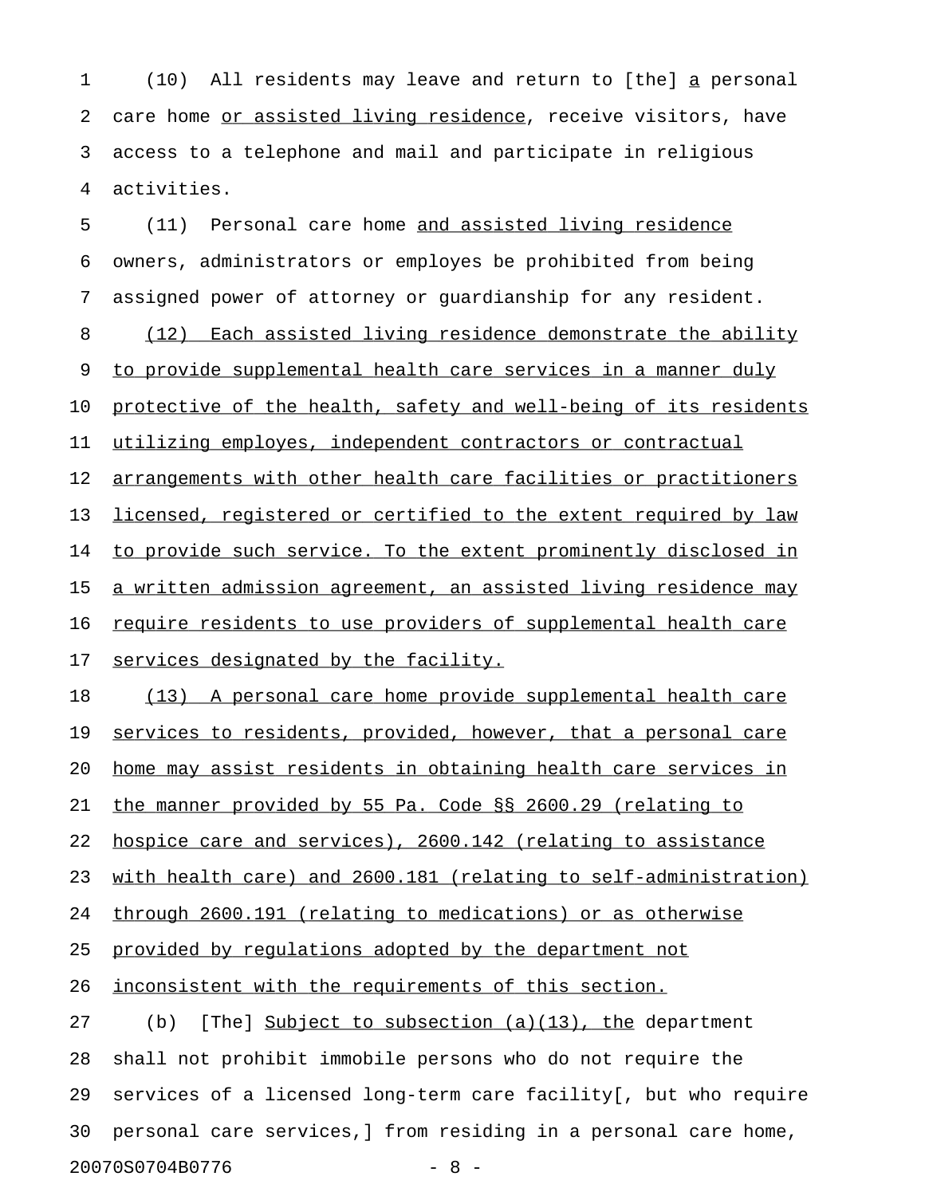(10) All residents may leave and return to [the] a personal care home or assisted living residence, receive visitors, have access to a telephone and mail and participate in religious activities.

(11) Personal care home and assisted living residence owners, administrators or employes be prohibited from being assigned power of attorney or guardianship for any resident.

(12) Each assisted living residence demonstrate the ability to provide supplemental health care services in a manner duly protective of the health, safety and well-being of its residents utilizing employes, independent contractors or contractual arrangements with other health care facilities or practitioners licensed, registered or certified to the extent required by law to provide such service. To the extent prominently disclosed in a written admission agreement, an assisted living residence may require residents to use providers of supplemental health care services designated by the facility.

(13) A personal care home provide supplemental health care services to residents, provided, however, that a personal care home may assist residents in obtaining health care services in the manner provided by 55 Pa. Code §§ 2600.29 (relating to hospice care and services), 2600.142 (relating to assistance with health care) and 2600.181 (relating to self-administration) through 2600.191 (relating to medications) or as otherwise provided by regulations adopted by the department not inconsistent with the requirements of this section.

(b) [The] Subject to subsection (a)(13), the department shall not prohibit immobile persons who do not require the services of a licensed long-term care facility[, but who require personal care services,] from residing in a personal care home,

20070S0704B0776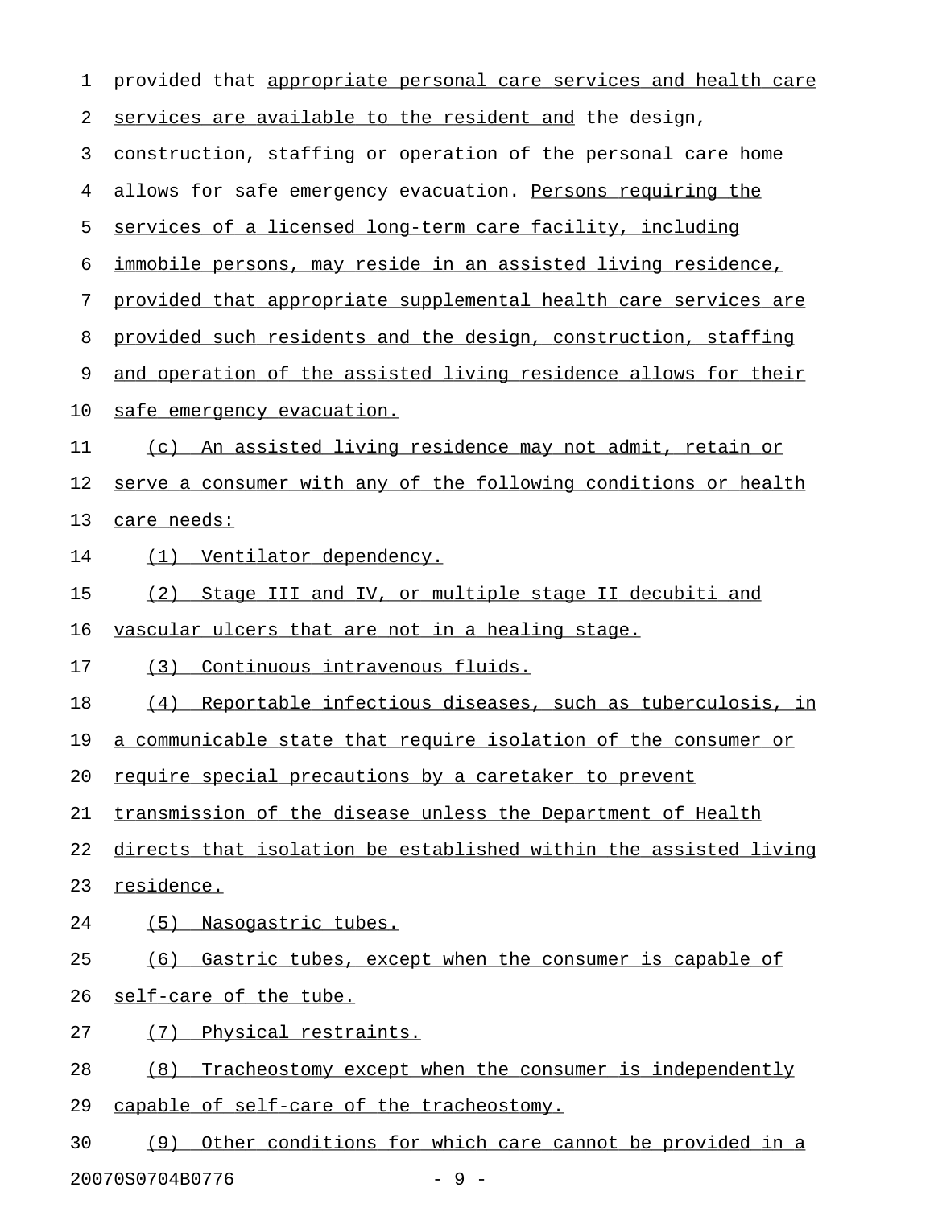provided that appropriate personal care services and health care services are available to the resident and the design, construction, staffing or operation of the personal care home allows for safe emergency evacuation. Persons requiring the services of a licensed long-term care facility, including immobile persons, may reside in an assisted living residence, provided that appropriate supplemental health care services are provided such residents and the design, construction, staffing and operation of the assisted living residence allows for their safe emergency evacuation.

(c) An assisted living residence may not admit, retain or serve a consumer with any of the following conditions or health care needs:

(1) Ventilator dependency.

(2) Stage III and IV, or multiple stage II decubiti and vascular ulcers that are not in a healing stage.

(3) Continuous intravenous fluids.

(4) Reportable infectious diseases, such as tuberculosis, in a communicable state that require isolation of the consumer or require special precautions by a caretaker to prevent transmission of the disease unless the Department of Health directs that isolation be established within the assisted living residence.

(5) Nasogastric tubes.

(6) Gastric tubes, except when the consumer is capable of self-care of the tube.

(7) Physical restraints.

(8) Tracheostomy except when the consumer is independently capable of self-care of the tracheostomy.

(9) Other conditions for which care cannot be provided in a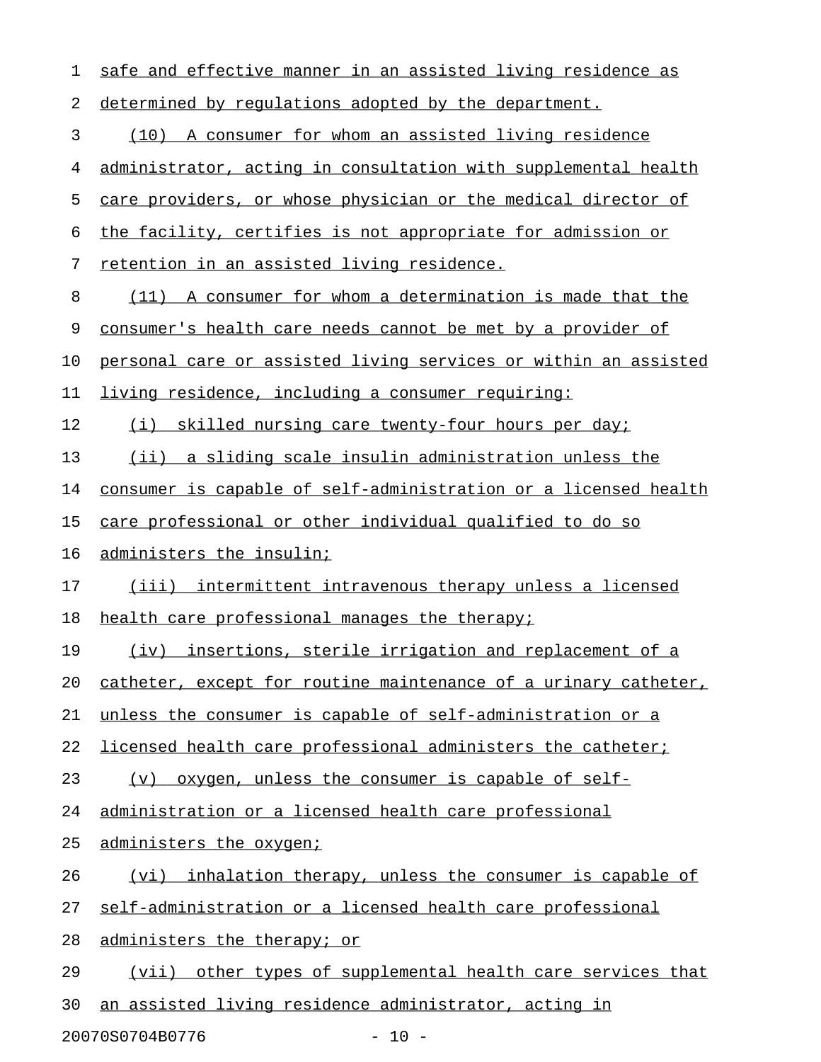safe and effective manner in an assisted living residence as determined by regulations adopted by the department.

(10) A consumer for whom an assisted living residence administrator, acting in consultation with supplemental health care providers, or whose physician or the medical director of the facility, certifies is not appropriate for admission or retention in an assisted living residence.

(11) A consumer for whom a determination is made that the consumer's health care needs cannot be met by a provider of personal care or assisted living services or within an assisted living residence, including a consumer requiring:

(i) skilled nursing care twenty-four hours per day;

(ii) a sliding scale insulin administration unless the consumer is capable of self-administration or a licensed health care professional or other individual qualified to do so administers the insulin;

(iii) intermittent intravenous therapy unless a licensed health care professional manages the therapy;

(iv) insertions, sterile irrigation and replacement of a catheter, except for routine maintenance of a urinary catheter, unless the consumer is capable of self-administration or a licensed health care professional administers the catheter;

(v) oxygen, unless the consumer is capable of self-administration or a licensed health care professional administers the oxygen;

(vi) inhalation therapy, unless the consumer is capable of self-administration or a licensed health care professional administers the therapy; or

(vii) other types of supplemental health care services that an assisted living residence administrator, acting in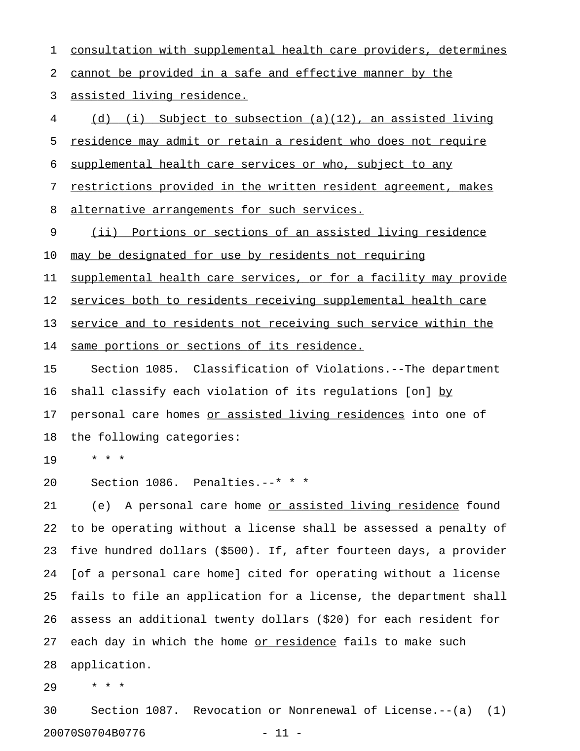consultation with supplemental health care providers, determines cannot be provided in a safe and effective manner by the assisted living residence.

(d) (i) Subject to subsection (a)(12), an assisted living residence may admit or retain a resident who does not require supplemental health care services or who, subject to any restrictions provided in the written resident agreement, makes alternative arrangements for such services.

(ii) Portions or sections of an assisted living residence may be designated for use by residents not requiring supplemental health care services, or for a facility may provide services both to residents receiving supplemental health care service and to residents not receiving such service within the same portions or sections of its residence.

Section 1085. Classification of Violations.--The department shall classify each violation of its regulations [on] by personal care homes or assisted living residences into one of the following categories:

\* \* \*

Section 1086. Penalties.--\* \* \*

(e) A personal care home or assisted living residence found to be operating without a license shall be assessed a penalty of five hundred dollars ($500). If, after fourteen days, a provider [of a personal care home] cited for operating without a license fails to file an application for a license, the department shall assess an additional twenty dollars ($20) for each resident for each day in which the home or residence fails to make such application.

\* \* \*

Section 1087. Revocation or Nonrenewal of License.--(a) (1)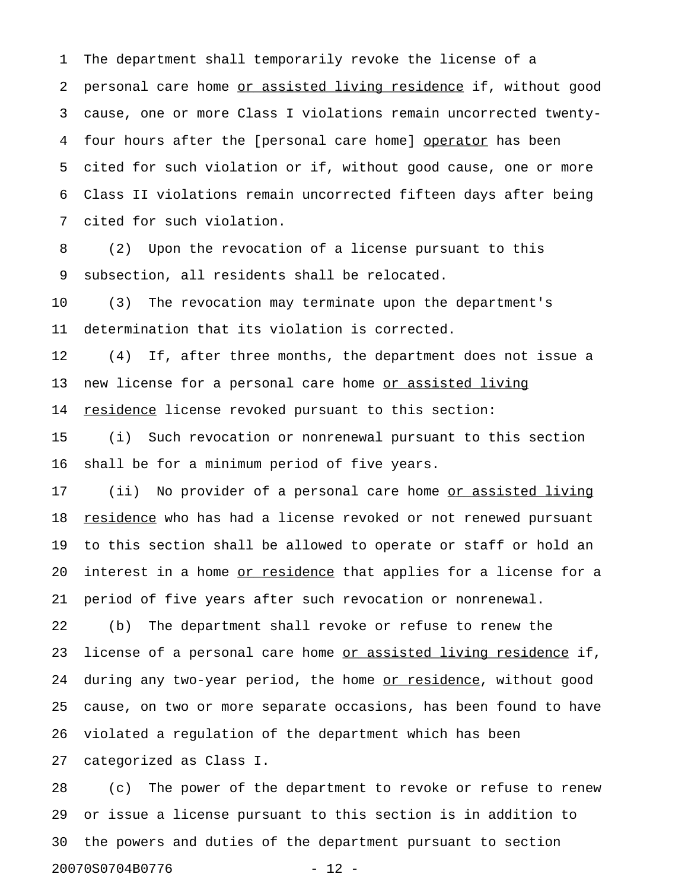The department shall temporarily revoke the license of a personal care home <u>or assisted living residence</u> if, without good cause, one or more Class I violations remain uncorrected twenty-four hours after the [personal care home] <u>operator</u> has been cited for such violation or if, without good cause, one or more Class II violations remain uncorrected fifteen days after being cited for such violation.

(2) Upon the revocation of a license pursuant to this subsection, all residents shall be relocated.

(3) The revocation may terminate upon the department's determination that its violation is corrected.

(4) If, after three months, the department does not issue a new license for a personal care home <u>or assisted living residence</u> license revoked pursuant to this section:

(i) Such revocation or nonrenewal pursuant to this section shall be for a minimum period of five years.

(ii) No provider of a personal care home <u>or assisted living residence</u> who has had a license revoked or not renewed pursuant to this section shall be allowed to operate or staff or hold an interest in a home <u>or residence</u> that applies for a license for a period of five years after such revocation or nonrenewal.

(b) The department shall revoke or refuse to renew the license of a personal care home <u>or assisted living residence</u> if, during any two-year period, the home <u>or residence</u>, without good cause, on two or more separate occasions, has been found to have violated a regulation of the department which has been categorized as Class I.

(c) The power of the department to revoke or refuse to renew or issue a license pursuant to this section is in addition to the powers and duties of the department pursuant to section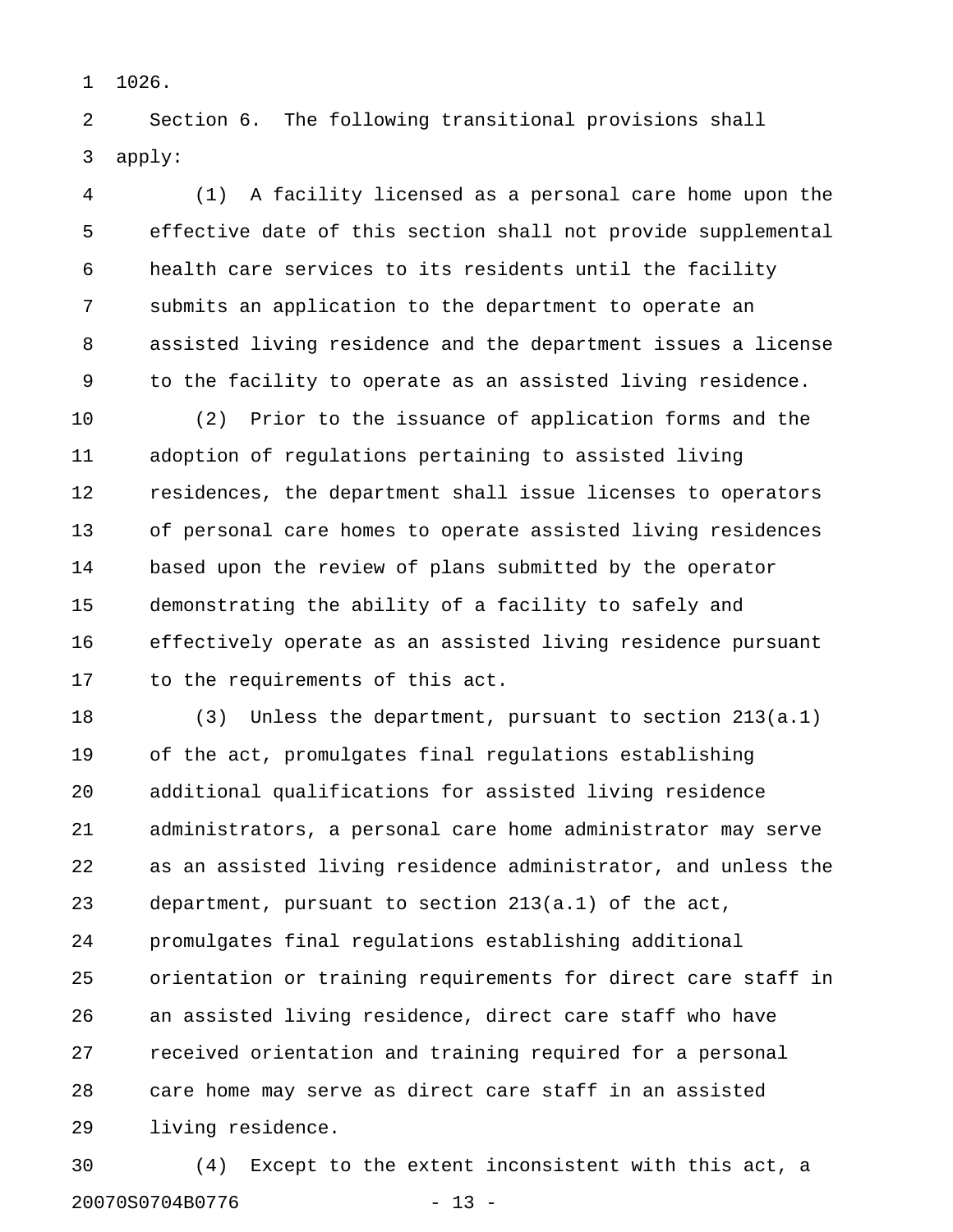1026.

Section 6. The following transitional provisions shall apply:

(1) A facility licensed as a personal care home upon the effective date of this section shall not provide supplemental health care services to its residents until the facility submits an application to the department to operate an assisted living residence and the department issues a license to the facility to operate as an assisted living residence.

(2) Prior to the issuance of application forms and the adoption of regulations pertaining to assisted living residences, the department shall issue licenses to operators of personal care homes to operate assisted living residences based upon the review of plans submitted by the operator demonstrating the ability of a facility to safely and effectively operate as an assisted living residence pursuant to the requirements of this act.

(3) Unless the department, pursuant to section 213(a.1) of the act, promulgates final regulations establishing additional qualifications for assisted living residence administrators, a personal care home administrator may serve as an assisted living residence administrator, and unless the department, pursuant to section 213(a.1) of the act, promulgates final regulations establishing additional orientation or training requirements for direct care staff in an assisted living residence, direct care staff who have received orientation and training required for a personal care home may serve as direct care staff in an assisted living residence.

(4) Except to the extent inconsistent with this act, a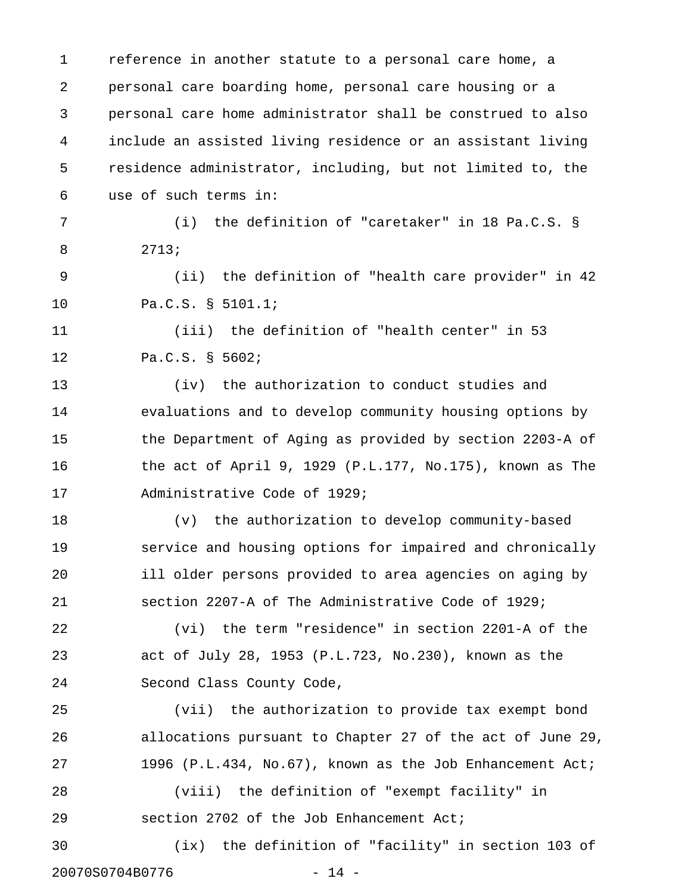reference in another statute to a personal care home, a personal care boarding home, personal care housing or a personal care home administrator shall be construed to also include an assisted living residence or an assistant living residence administrator, including, but not limited to, the use of such terms in:

(i) the definition of "caretaker" in 18 Pa.C.S. § 2713;

(ii) the definition of "health care provider" in 42 Pa.C.S. § 5101.1;

(iii) the definition of "health center" in 53 Pa.C.S. § 5602;

(iv) the authorization to conduct studies and evaluations and to develop community housing options by the Department of Aging as provided by section 2203-A of the act of April 9, 1929 (P.L.177, No.175), known as The Administrative Code of 1929;

(v) the authorization to develop community-based service and housing options for impaired and chronically ill older persons provided to area agencies on aging by section 2207-A of The Administrative Code of 1929;

(vi) the term "residence" in section 2201-A of the act of July 28, 1953 (P.L.723, No.230), known as the Second Class County Code,

(vii) the authorization to provide tax exempt bond allocations pursuant to Chapter 27 of the act of June 29, 1996 (P.L.434, No.67), known as the Job Enhancement Act;

(viii) the definition of "exempt facility" in section 2702 of the Job Enhancement Act;

(ix) the definition of "facility" in section 103 of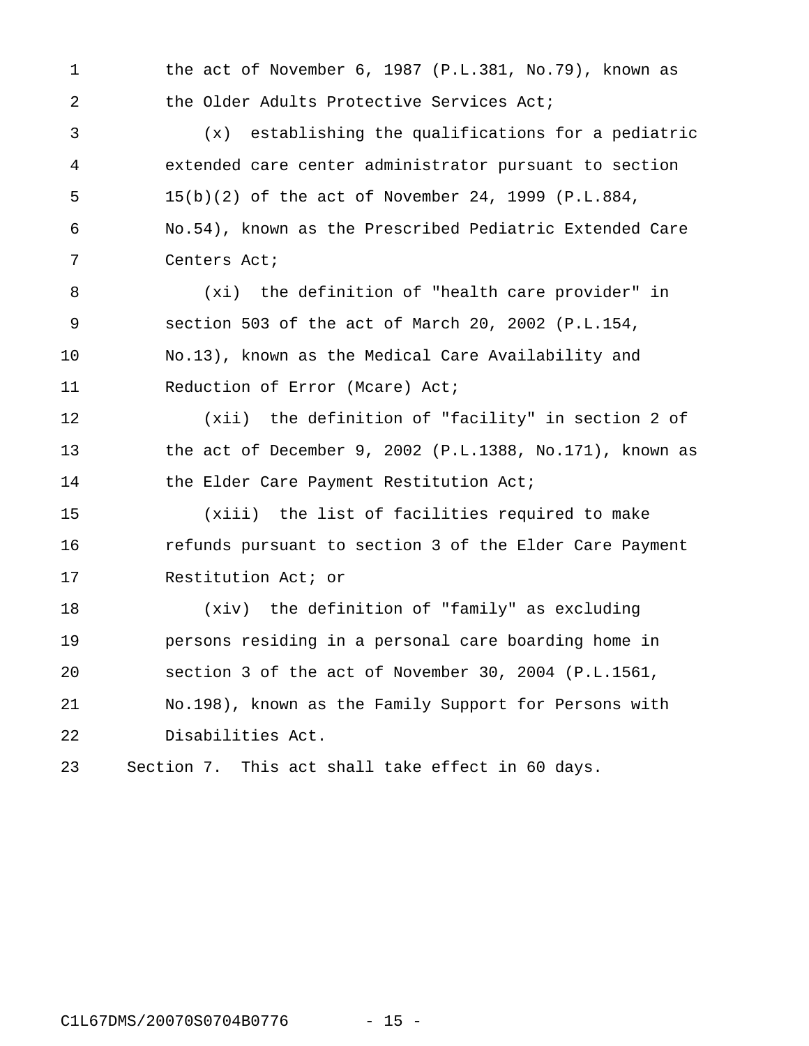the act of November 6, 1987 (P.L.381, No.79), known as the Older Adults Protective Services Act;

(x) establishing the qualifications for a pediatric extended care center administrator pursuant to section 15(b)(2) of the act of November 24, 1999 (P.L.884, No.54), known as the Prescribed Pediatric Extended Care Centers Act;

(xi) the definition of "health care provider" in section 503 of the act of March 20, 2002 (P.L.154, No.13), known as the Medical Care Availability and Reduction of Error (Mcare) Act;

(xii) the definition of "facility" in section 2 of the act of December 9, 2002 (P.L.1388, No.171), known as the Elder Care Payment Restitution Act;

(xiii) the list of facilities required to make refunds pursuant to section 3 of the Elder Care Payment Restitution Act; or

(xiv) the definition of "family" as excluding persons residing in a personal care boarding home in section 3 of the act of November 30, 2004 (P.L.1561, No.198), known as the Family Support for Persons with Disabilities Act.

Section 7. This act shall take effect in 60 days.